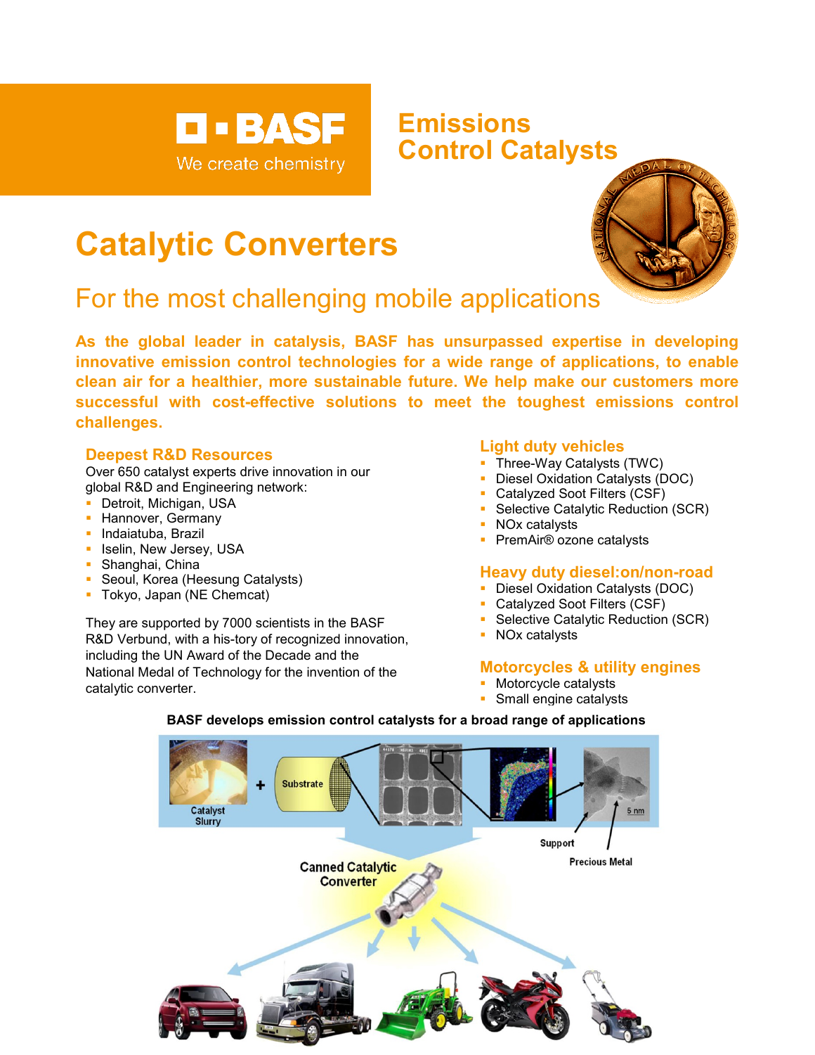BASF
We create chemistry

# Emissions Control Catalysts

# Catalytic Converters

## For the most challenging mobile applications

**As the global leader in catalysis, BASF has unsurpassed expertise in developing innovative emission control technologies for a wide range of applications, to enable clean air for a healthier, more sustainable future. We help make our customers more successful with cost-effective solutions to meet the toughest emissions control challenges.**

### Deepest R&D Resources

Over 650 catalyst experts drive innovation in our global R&D and Engineering network:

- Detroit, Michigan, USA
- Hannover, Germany
- Indaiatuba, Brazil
- Iselin, New Jersey, USA
- Shanghai, China
- Seoul, Korea (Heesung Catalysts)
- Tokyo, Japan (NE Chemcat)

They are supported by 7000 scientists in the BASF R&D Verbund, with a his-tory of recognized innovation, including the UN Award of the Decade and the National Medal of Technology for the invention of the catalytic converter.

### Light duty vehicles

- Three-Way Catalysts (TWC)
- Diesel Oxidation Catalysts (DOC)
- Catalyzed Soot Filters (CSF)
- Selective Catalytic Reduction (SCR)
- NOx catalysts
- PremAir® ozone catalysts

### Heavy duty diesel:on/non-road

- Diesel Oxidation Catalysts (DOC)
- Catalyzed Soot Filters (CSF)
- Selective Catalytic Reduction (SCR)
- NOx catalysts

### Motorcycles & utility engines

- Motorcycle catalysts
- Small engine catalysts

**BASF develops emission control catalysts for a broad range of applications**

Catalyst Slurry + Substrate

Support

Precious Metal

5 nm

Canned Catalytic Converter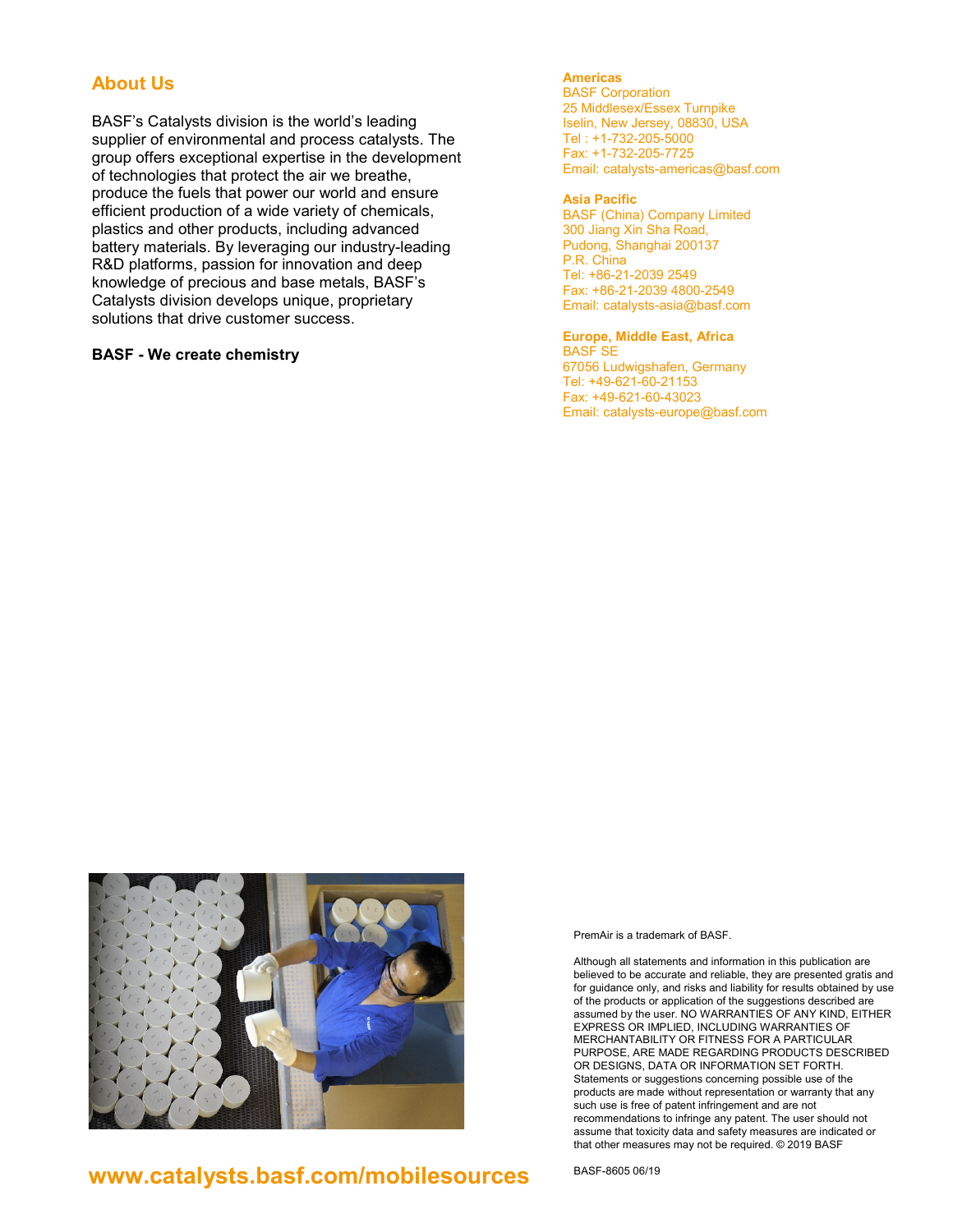## About Us

BASF's Catalysts division is the world's leading supplier of environmental and process catalysts. The group offers exceptional expertise in the development of technologies that protect the air we breathe, produce the fuels that power our world and ensure efficient production of a wide variety of chemicals, plastics and other products, including advanced battery materials. By leveraging our industry-leading R&D platforms, passion for innovation and deep knowledge of precious and base metals, BASF's Catalysts division develops unique, proprietary solutions that drive customer success.

**BASF - We create chemistry**

**Americas**
BASF Corporation
25 Middlesex/Essex Turnpike
Iselin, New Jersey, 08830, USA
Tel : +1-732-205-5000
Fax: +1-732-205-7725
Email: catalysts-americas@basf.com

**Asia Pacific**
BASF (China) Company Limited
300 Jiang Xin Sha Road,
Pudong, Shanghai 200137
P.R. China
Tel: +86-21-2039 2549
Fax: +86-21-2039 4800-2549
Email: catalysts-asia@basf.com

**Europe, Middle East, Africa**
BASF SE
67056 Ludwigshafen, Germany
Tel: +49-621-60-21153
Fax: +49-621-60-43023
Email: catalysts-europe@basf.com

PremAir is a trademark of BASF.

Although all statements and information in this publication are believed to be accurate and reliable, they are presented gratis and for guidance only, and risks and liability for results obtained by use of the products or application of the suggestions described are assumed by the user. NO WARRANTIES OF ANY KIND, EITHER EXPRESS OR IMPLIED, INCLUDING WARRANTIES OF MERCHANTABILITY OR FITNESS FOR A PARTICULAR PURPOSE, ARE MADE REGARDING PRODUCTS DESCRIBED OR DESIGNS, DATA OR INFORMATION SET FORTH. Statements or suggestions concerning possible use of the products are made without representation or warranty that any such use is free of patent infringement and are not recommendations to infringe any patent. The user should not assume that toxicity data and safety measures are indicated or that other measures may not be required. © 2019 BASF

**www.catalysts.basf.com/mobilesources**

BASF-8605 06/19